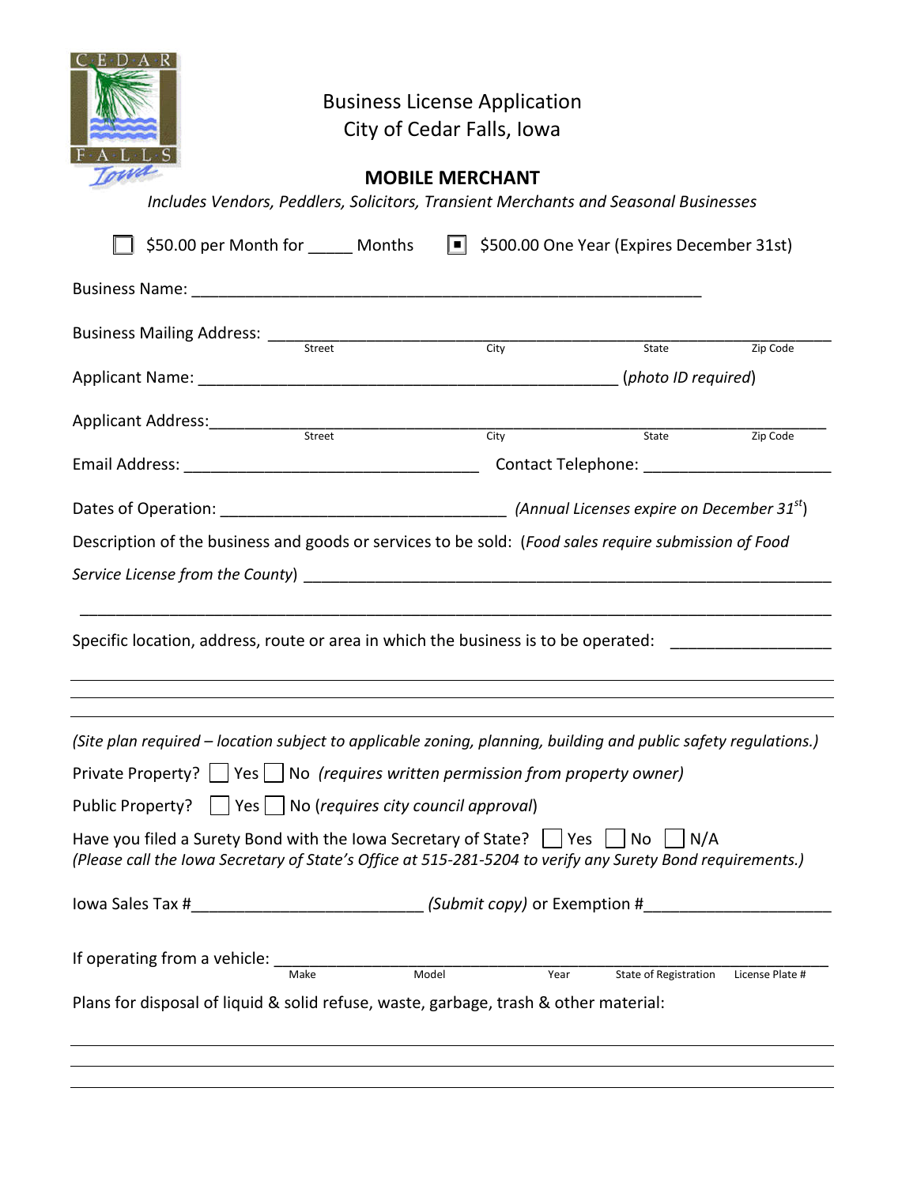# Business License Application
## City of Cedar Falls, Iowa

### MOBILE MERCHANT

*Includes Vendors, Peddlers, Solicitors, Transient Merchants and Seasonal Businesses*

☐ $50.00 per Month for _____ Months ☒ $500.00 One Year (Expires December 31st)

Business Name: ___________________________________________________________

Business Mailing Address: ___________________________________________________________
Street City State Zip Code

Applicant Name: _______________________________________________ (*photo ID required*)

Applicant Address: ___________________________________________________________
Street City State Zip Code

Email Address: _________________________________ Contact Telephone: _____________________

Dates of Operation: ________________________________ *(Annual Licenses expire on December 31st)*

Description of the business and goods or services to be sold: (*Food sales require submission of Food Service License from the County*) ___________________________________________________________

___________________________________________________________

Specific location, address, route or area in which the business is to be operated: _________________

___________________________________________________________

___________________________________________________________

___________________________________________________________

*(Site plan required – location subject to applicable zoning, planning, building and public safety regulations.)*

Private Property? ☐ Yes ☐ No *(requires written permission from property owner)*

Public Property? ☐ Yes ☐ No (*requires city council approval*)

Have you filed a Surety Bond with the Iowa Secretary of State? ☐ Yes ☐ No ☐ N/A
*(Please call the Iowa Secretary of State's Office at 515-281-5204 to verify any Surety Bond requirements.)*

Iowa Sales Tax #_________________________ *(Submit copy)* or Exemption #____________________

If operating from a vehicle: ___________________________________________________________
Make Model Year State of Registration License Plate #

Plans for disposal of liquid & solid refuse, waste, garbage, trash & other material:

___________________________________________________________

___________________________________________________________

___________________________________________________________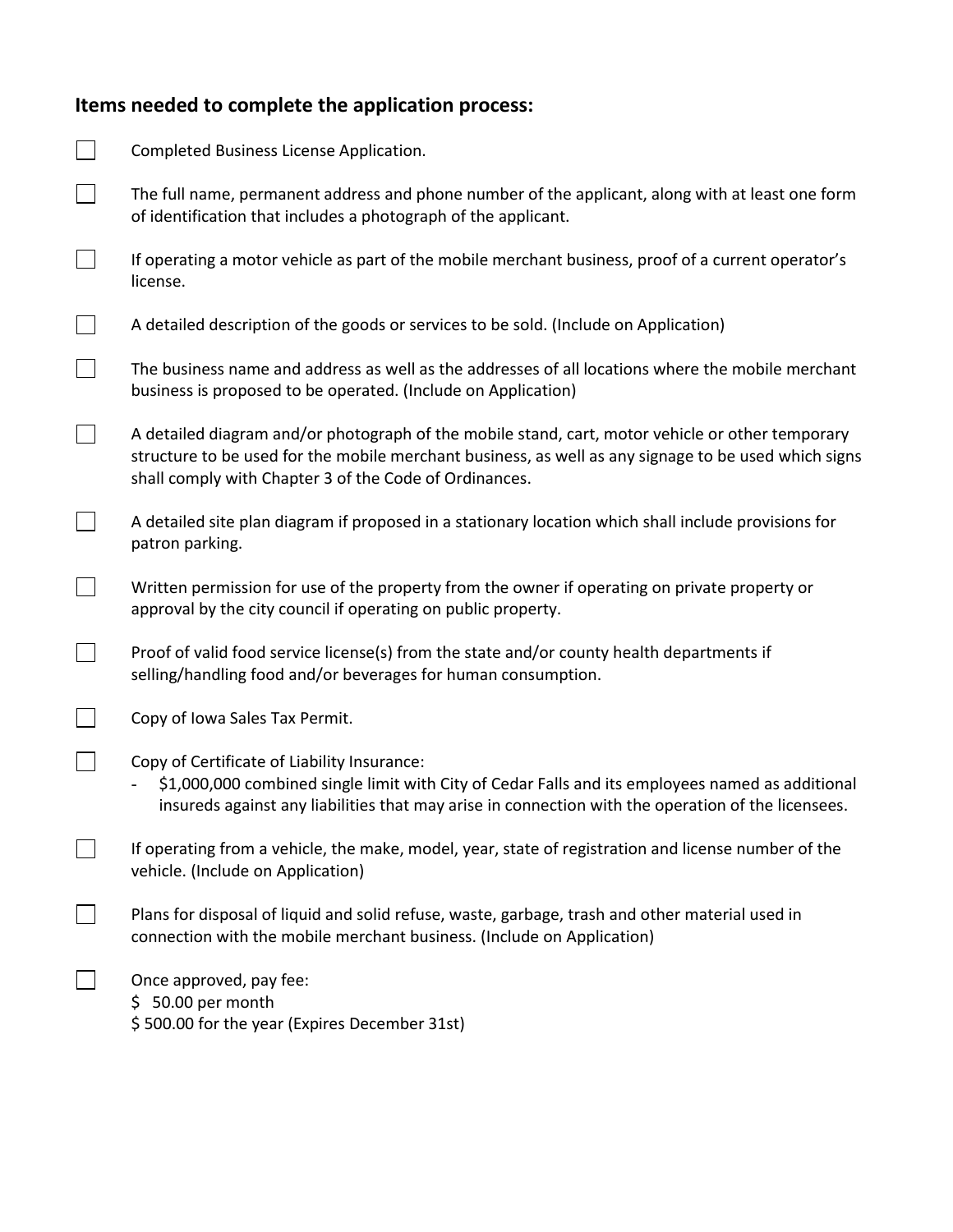## Items needed to complete the application process:

- [ ] Completed Business License Application.
- [ ] The full name, permanent address and phone number of the applicant, along with at least one form of identification that includes a photograph of the applicant.
- [ ] If operating a motor vehicle as part of the mobile merchant business, proof of a current operator's license.
- [ ] A detailed description of the goods or services to be sold. (Include on Application)
- [ ] The business name and address as well as the addresses of all locations where the mobile merchant business is proposed to be operated. (Include on Application)
- [ ] A detailed diagram and/or photograph of the mobile stand, cart, motor vehicle or other temporary structure to be used for the mobile merchant business, as well as any signage to be used which signs shall comply with Chapter 3 of the Code of Ordinances.
- [ ] A detailed site plan diagram if proposed in a stationary location which shall include provisions for patron parking.
- [ ] Written permission for use of the property from the owner if operating on private property or approval by the city council if operating on public property.
- [ ] Proof of valid food service license(s) from the state and/or county health departments if selling/handling food and/or beverages for human consumption.
- [ ] Copy of Iowa Sales Tax Permit.
- [ ] Copy of Certificate of Liability Insurance:
  - $1,000,000 combined single limit with City of Cedar Falls and its employees named as additional insureds against any liabilities that may arise in connection with the operation of the licensees.
- [ ] If operating from a vehicle, the make, model, year, state of registration and license number of the vehicle. (Include on Application)
- [ ] Plans for disposal of liquid and solid refuse, waste, garbage, trash and other material used in connection with the mobile merchant business. (Include on Application)
- [ ] Once approved, pay fee:
  $ 50.00 per month
  $ 500.00 for the year (Expires December 31st)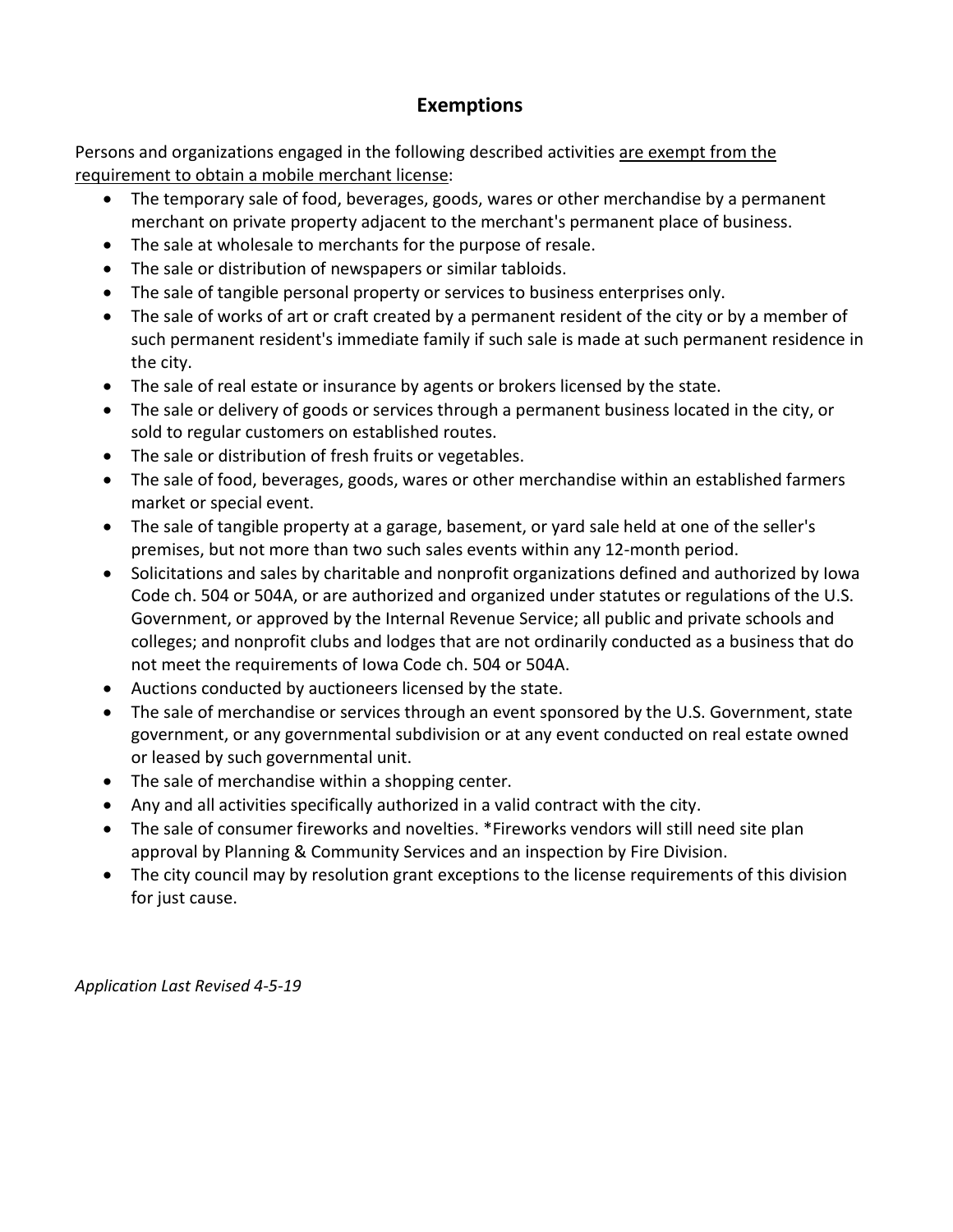## Exemptions

Persons and organizations engaged in the following described activities <u>are exempt from the requirement to obtain a mobile merchant license</u>:

- The temporary sale of food, beverages, goods, wares or other merchandise by a permanent merchant on private property adjacent to the merchant's permanent place of business.
- The sale at wholesale to merchants for the purpose of resale.
- The sale or distribution of newspapers or similar tabloids.
- The sale of tangible personal property or services to business enterprises only.
- The sale of works of art or craft created by a permanent resident of the city or by a member of such permanent resident's immediate family if such sale is made at such permanent residence in the city.
- The sale of real estate or insurance by agents or brokers licensed by the state.
- The sale or delivery of goods or services through a permanent business located in the city, or sold to regular customers on established routes.
- The sale or distribution of fresh fruits or vegetables.
- The sale of food, beverages, goods, wares or other merchandise within an established farmers market or special event.
- The sale of tangible property at a garage, basement, or yard sale held at one of the seller's premises, but not more than two such sales events within any 12-month period.
- Solicitations and sales by charitable and nonprofit organizations defined and authorized by Iowa Code ch. 504 or 504A, or are authorized and organized under statutes or regulations of the U.S. Government, or approved by the Internal Revenue Service; all public and private schools and colleges; and nonprofit clubs and lodges that are not ordinarily conducted as a business that do not meet the requirements of Iowa Code ch. 504 or 504A.
- Auctions conducted by auctioneers licensed by the state.
- The sale of merchandise or services through an event sponsored by the U.S. Government, state government, or any governmental subdivision or at any event conducted on real estate owned or leased by such governmental unit.
- The sale of merchandise within a shopping center.
- Any and all activities specifically authorized in a valid contract with the city.
- The sale of consumer fireworks and novelties. *Fireworks vendors will still need site plan approval by Planning & Community Services and an inspection by Fire Division.
- The city council may by resolution grant exceptions to the license requirements of this division for just cause.

*Application Last Revised 4-5-19*